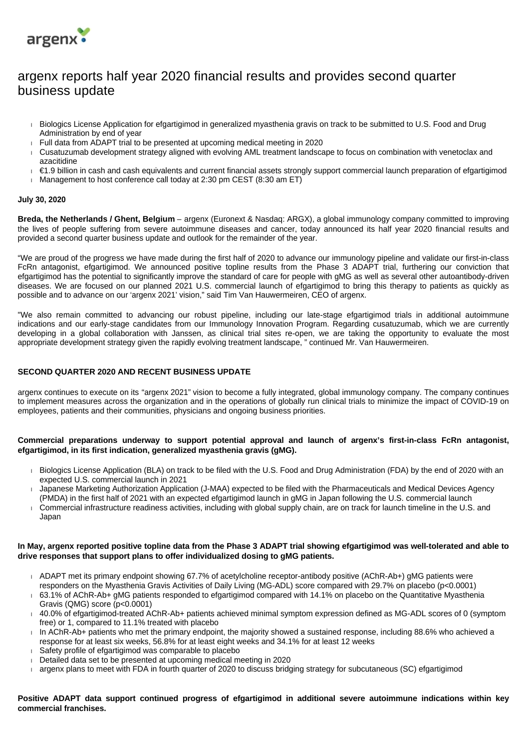argenx

# argenx reports half year 2020 financial results and provides second quarter business update

- Biologics License Application for efgartigimod in generalized myasthenia gravis on track to be submitted to U.S. Food and Drug Administration by end of year
- Full data from ADAPT trial to be presented at upcoming medical meeting in 2020
- Cusatuzumab development strategy aligned with evolving AML treatment landscape to focus on combination with venetoclax and azacitidine
- €1.9 billion in cash and cash equivalents and current financial assets strongly support commercial launch preparation of efgartigimod
- Management to host conference call today at 2:30 pm CEST (8:30 am ET)

**July 30, 2020**

**Breda, the Netherlands / Ghent, Belgium** – argenx (Euronext & Nasdaq: ARGX), a global immunology company committed to improving the lives of people suffering from severe autoimmune diseases and cancer, today announced its half year 2020 financial results and provided a second quarter business update and outlook for the remainder of the year.

"We are proud of the progress we have made during the first half of 2020 to advance our immunology pipeline and validate our first-in-class FcRn antagonist, efgartigimod. We announced positive topline results from the Phase 3 ADAPT trial, furthering our conviction that efgartigimod has the potential to significantly improve the standard of care for people with gMG as well as several other autoantibody-driven diseases. We are focused on our planned 2021 U.S. commercial launch of efgartigimod to bring this therapy to patients as quickly as possible and to advance on our 'argenx 2021' vision," said Tim Van Hauwermeiren, CEO of argenx.

"We also remain committed to advancing our robust pipeline, including our late-stage efgartigimod trials in additional autoimmune indications and our early-stage candidates from our Immunology Innovation Program. Regarding cusatuzumab, which we are currently developing in a global collaboration with Janssen, as clinical trial sites re-open, we are taking the opportunity to evaluate the most appropriate development strategy given the rapidly evolving treatment landscape, " continued Mr. Van Hauwermeiren.

## SECOND QUARTER 2020 AND RECENT BUSINESS UPDATE

argenx continues to execute on its "argenx 2021" vision to become a fully integrated, global immunology company. The company continues to implement measures across the organization and in the operations of globally run clinical trials to minimize the impact of COVID-19 on employees, patients and their communities, physicians and ongoing business priorities.

**Commercial preparations underway to support potential approval and launch of argenx's first-in-class FcRn antagonist, efgartigimod, in its first indication, generalized myasthenia gravis (gMG).**

- Biologics License Application (BLA) on track to be filed with the U.S. Food and Drug Administration (FDA) by the end of 2020 with an expected U.S. commercial launch in 2021
- Japanese Marketing Authorization Application (J-MAA) expected to be filed with the Pharmaceuticals and Medical Devices Agency (PMDA) in the first half of 2021 with an expected efgartigimod launch in gMG in Japan following the U.S. commercial launch
- Commercial infrastructure readiness activities, including with global supply chain, are on track for launch timeline in the U.S. and Japan

**In May, argenx reported positive topline data from the Phase 3 ADAPT trial showing efgartigimod was well-tolerated and able to drive responses that support plans to offer individualized dosing to gMG patients.**

- ADAPT met its primary endpoint showing 67.7% of acetylcholine receptor-antibody positive (AChR-Ab+) gMG patients were responders on the Myasthenia Gravis Activities of Daily Living (MG-ADL) score compared with 29.7% on placebo ($p<0.0001$)
- 63.1% of AChR-Ab+ gMG patients responded to efgartigimod compared with 14.1% on placebo on the Quantitative Myasthenia Gravis (QMG) score ($p<0.0001$)
- 40.0% of efgartigimod-treated AChR-Ab+ patients achieved minimal symptom expression defined as MG-ADL scores of 0 (symptom free) or 1, compared to 11.1% treated with placebo
- In AChR-Ab+ patients who met the primary endpoint, the majority showed a sustained response, including 88.6% who achieved a response for at least six weeks, 56.8% for at least eight weeks and 34.1% for at least 12 weeks
- Safety profile of efgartigimod was comparable to placebo
- Detailed data set to be presented at upcoming medical meeting in 2020
- argenx plans to meet with FDA in fourth quarter of 2020 to discuss bridging strategy for subcutaneous (SC) efgartigimod

**Positive ADAPT data support continued progress of efgartigimod in additional severe autoimmune indications within key commercial franchises.**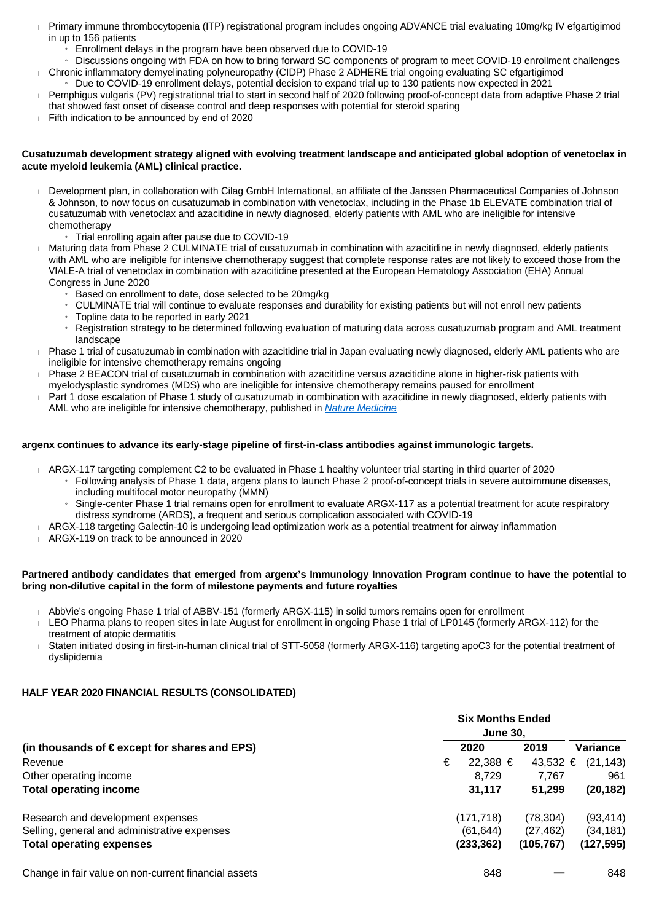- Primary immune thrombocytopenia (ITP) registrational program includes ongoing ADVANCE trial evaluating 10mg/kg IV efgartigimod in up to 156 patients
  - Enrollment delays in the program have been observed due to COVID-19
  - Discussions ongoing with FDA on how to bring forward SC components of program to meet COVID-19 enrollment challenges
- Chronic inflammatory demyelinating polyneuropathy (CIDP) Phase 2 ADHERE trial ongoing evaluating SC efgartigimod
  - Due to COVID-19 enrollment delays, potential decision to expand trial up to 130 patients now expected in 2021
- Pemphigus vulgaris (PV) registrational trial to start in second half of 2020 following proof-of-concept data from adaptive Phase 2 trial that showed fast onset of disease control and deep responses with potential for steroid sparing
- Fifth indication to be announced by end of 2020

**Cusatuzumab development strategy aligned with evolving treatment landscape and anticipated global adoption of venetoclax in acute myeloid leukemia (AML) clinical practice.**

- Development plan, in collaboration with Cilag GmbH International, an affiliate of the Janssen Pharmaceutical Companies of Johnson & Johnson, to now focus on cusatuzumab in combination with venetoclax, including in the Phase 1b ELEVATE combination trial of cusatuzumab with venetoclax and azacitidine in newly diagnosed, elderly patients with AML who are ineligible for intensive chemotherapy
  - Trial enrolling again after pause due to COVID-19
- Maturing data from Phase 2 CULMINATE trial of cusatuzumab in combination with azacitidine in newly diagnosed, elderly patients with AML who are ineligible for intensive chemotherapy suggest that complete response rates are not likely to exceed those from the VIALE-A trial of venetoclax in combination with azacitidine presented at the European Hematology Association (EHA) Annual Congress in June 2020
  - Based on enrollment to date, dose selected to be 20mg/kg
  - CULMINATE trial will continue to evaluate responses and durability for existing patients but will not enroll new patients
  - Topline data to be reported in early 2021
  - Registration strategy to be determined following evaluation of maturing data across cusatuzumab program and AML treatment landscape
- Phase 1 trial of cusatuzumab in combination with azacitidine trial in Japan evaluating newly diagnosed, elderly AML patients who are ineligible for intensive chemotherapy remains ongoing
- Phase 2 BEACON trial of cusatuzumab in combination with azacitidine versus azacitidine alone in higher-risk patients with myelodysplastic syndromes (MDS) who are ineligible for intensive chemotherapy remains paused for enrollment
- Part 1 dose escalation of Phase 1 study of cusatuzumab in combination with azacitidine in newly diagnosed, elderly patients with AML who are ineligible for intensive chemotherapy, published in *Nature Medicine*

**argenx continues to advance its early-stage pipeline of first-in-class antibodies against immunologic targets.**

- ARGX-117 targeting complement C2 to be evaluated in Phase 1 healthy volunteer trial starting in third quarter of 2020
  - Following analysis of Phase 1 data, argenx plans to launch Phase 2 proof-of-concept trials in severe autoimmune diseases, including multifocal motor neuropathy (MMN)
  - Single-center Phase 1 trial remains open for enrollment to evaluate ARGX-117 as a potential treatment for acute respiratory distress syndrome (ARDS), a frequent and serious complication associated with COVID-19
- ARGX-118 targeting Galectin-10 is undergoing lead optimization work as a potential treatment for airway inflammation
- ARGX-119 on track to be announced in 2020

**Partnered antibody candidates that emerged from argenx's Immunology Innovation Program continue to have the potential to bring non-dilutive capital in the form of milestone payments and future royalties**

- AbbVie's ongoing Phase 1 trial of ABBV-151 (formerly ARGX-115) in solid tumors remains open for enrollment
- LEO Pharma plans to reopen sites in late August for enrollment in ongoing Phase 1 trial of LP0145 (formerly ARGX-112) for the treatment of atopic dermatitis
- Staten initiated dosing in first-in-human clinical trial of STT-5058 (formerly ARGX-116) targeting apoC3 for the potential treatment of dyslipidemia

**HALF YEAR 2020 FINANCIAL RESULTS (CONSOLIDATED)**

| | Six Months Ended June 30, | | |
|---|---|---|---|
| **(in thousands of € except for shares and EPS)** | **2020** | **2019** | **Variance** |
| Revenue | € 22,388 | € 43,532 | € (21,143) |
| Other operating income | 8,729 | 7,767 | 961 |
| **Total operating income** | **31,117** | **51,299** | **(20,182)** |
| | | | |
| Research and development expenses | (171,718) | (78,304) | (93,414) |
| Selling, general and administrative expenses | (61,644) | (27,462) | (34,181) |
| **Total operating expenses** | **(233,362)** | **(105,767)** | **(127,595)** |
| | | | |
| Change in fair value on non-current financial assets | 848 | — | 848 |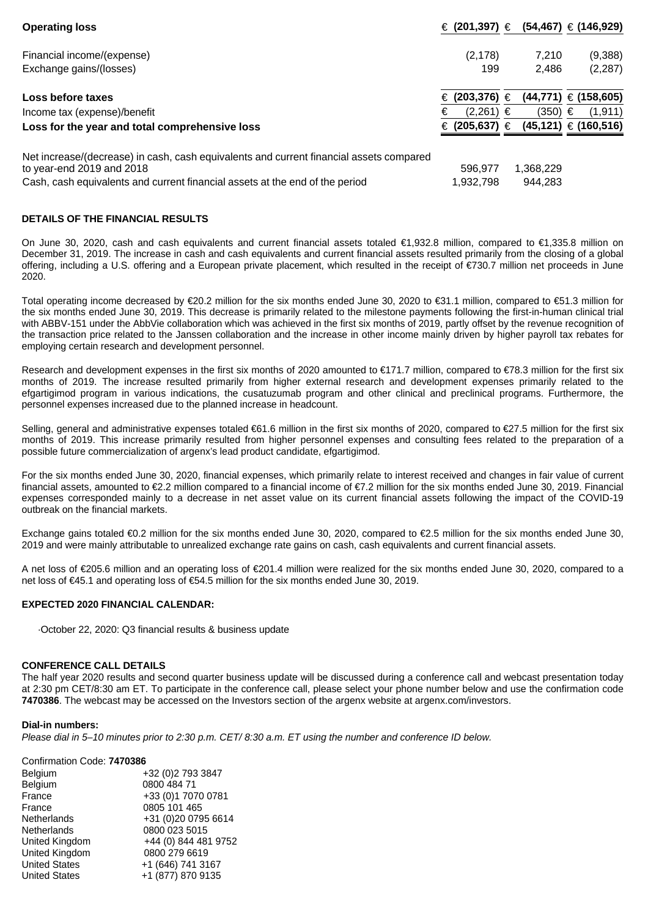| | | | |
|---|---|---|---|
| **Operating loss** | **€ (201,397)** | **€ (54,467)** | **€ (146,929)** |
| Financial income/(expense) | (2,178) | 7,210 | (9,388) |
| Exchange gains/(losses) | 199 | 2,486 | (2,287) |
| **Loss before taxes** | **€ (203,376)** | **€ (44,771)** | **€ (158,605)** |
| Income tax (expense)/benefit | € (2,261) | € (350) | € (1,911) |
| **Loss for the year and total comprehensive loss** | **€ (205,637)** | **€ (45,121)** | **€ (160,516)** |
| Net increase/(decrease) in cash, cash equivalents and current financial assets compared to year-end 2019 and 2018 | 596,977 | 1,368,229 | |
| Cash, cash equivalents and current financial assets at the end of the period | 1,932,798 | 944,283 | |

**DETAILS OF THE FINANCIAL RESULTS**

On June 30, 2020, cash and cash equivalents and current financial assets totaled €1,932.8 million, compared to €1,335.8 million on December 31, 2019. The increase in cash and cash equivalents and current financial assets resulted primarily from the closing of a global offering, including a U.S. offering and a European private placement, which resulted in the receipt of €730.7 million net proceeds in June 2020.

Total operating income decreased by €20.2 million for the six months ended June 30, 2020 to €31.1 million, compared to €51.3 million for the six months ended June 30, 2019. This decrease is primarily related to the milestone payments following the first-in-human clinical trial with ABBV-151 under the AbbVie collaboration which was achieved in the first six months of 2019, partly offset by the revenue recognition of the transaction price related to the Janssen collaboration and the increase in other income mainly driven by higher payroll tax rebates for employing certain research and development personnel.

Research and development expenses in the first six months of 2020 amounted to €171.7 million, compared to €78.3 million for the first six months of 2019. The increase resulted primarily from higher external research and development expenses primarily related to the efgartigimod program in various indications, the cusatuzumab program and other clinical and preclinical programs. Furthermore, the personnel expenses increased due to the planned increase in headcount.

Selling, general and administrative expenses totaled €61.6 million in the first six months of 2020, compared to €27.5 million for the first six months of 2019. This increase primarily resulted from higher personnel expenses and consulting fees related to the preparation of a possible future commercialization of argenx's lead product candidate, efgartigimod.

For the six months ended June 30, 2020, financial expenses, which primarily relate to interest received and changes in fair value of current financial assets, amounted to €2.2 million compared to a financial income of €7.2 million for the six months ended June 30, 2019. Financial expenses corresponded mainly to a decrease in net asset value on its current financial assets following the impact of the COVID-19 outbreak on the financial markets.

Exchange gains totaled €0.2 million for the six months ended June 30, 2020, compared to €2.5 million for the six months ended June 30, 2019 and were mainly attributable to unrealized exchange rate gains on cash, cash equivalents and current financial assets.

A net loss of €205.6 million and an operating loss of €201.4 million were realized for the six months ended June 30, 2020, compared to a net loss of €45.1 and operating loss of €54.5 million for the six months ended June 30, 2019.

**EXPECTED 2020 FINANCIAL CALENDAR:**

- October 22, 2020: Q3 financial results & business update

**CONFERENCE CALL DETAILS**

The half year 2020 results and second quarter business update will be discussed during a conference call and webcast presentation today at 2:30 pm CET/8:30 am ET. To participate in the conference call, please select your phone number below and use the confirmation code **7470386**. The webcast may be accessed on the Investors section of the argenx website at argenx.com/investors.

**Dial-in numbers:**

*Please dial in 5–10 minutes prior to 2:30 p.m. CET/ 8:30 a.m. ET using the number and conference ID below.*

Confirmation Code: **7470386**

| | |
|---|---|
| Belgium | +32 (0)2 793 3847 |
| Belgium | 0800 484 71 |
| France | +33 (0)1 7070 0781 |
| France | 0805 101 465 |
| Netherlands | +31 (0)20 0795 6614 |
| Netherlands | 0800 023 5015 |
| United Kingdom | +44 (0) 844 481 9752 |
| United Kingdom | 0800 279 6619 |
| United States | +1 (646) 741 3167 |
| United States | +1 (877) 870 9135 |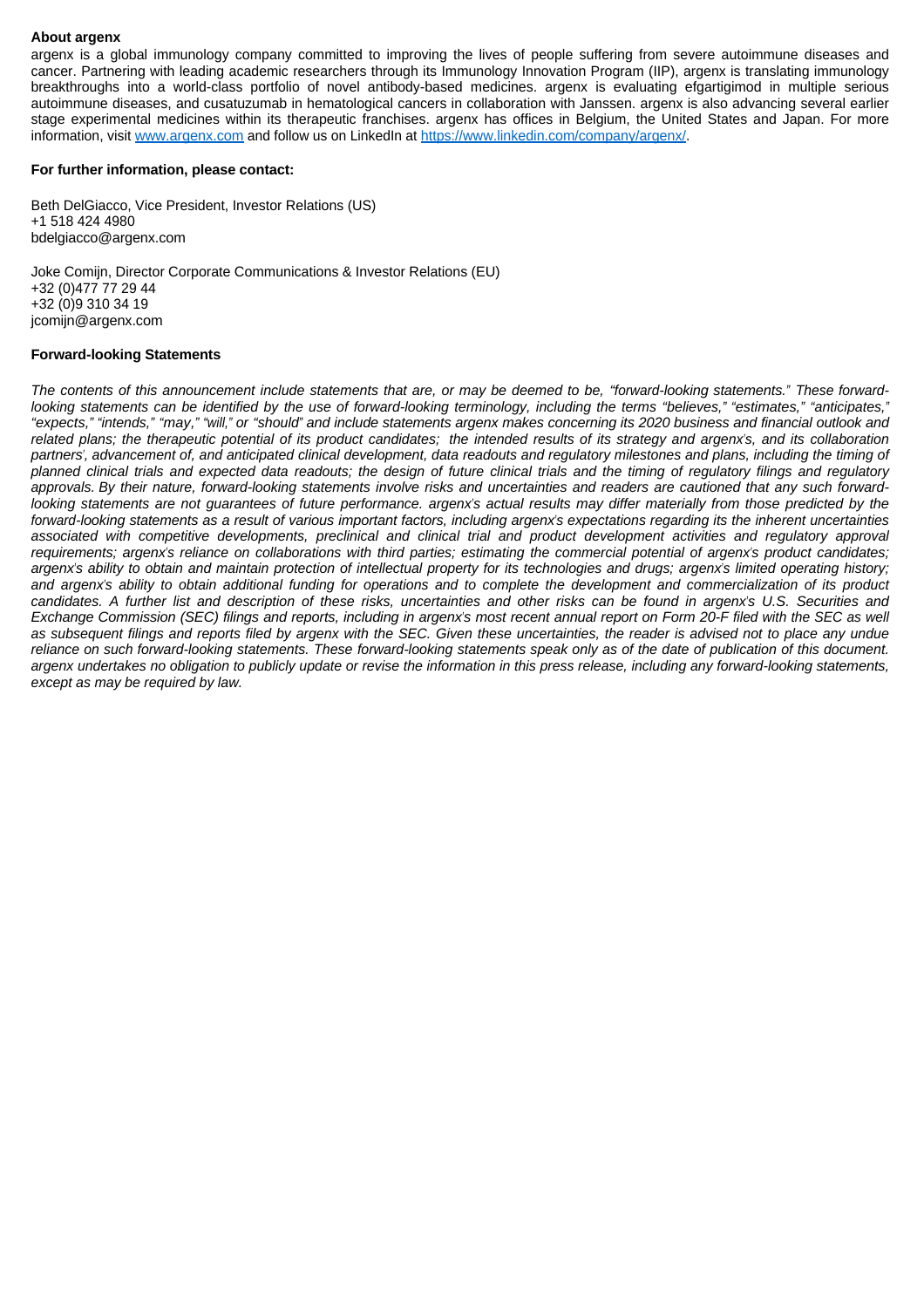**About argenx**

argenx is a global immunology company committed to improving the lives of people suffering from severe autoimmune diseases and cancer. Partnering with leading academic researchers through its Immunology Innovation Program (IIP), argenx is translating immunology breakthroughs into a world-class portfolio of novel antibody-based medicines. argenx is evaluating efgartigimod in multiple serious autoimmune diseases, and cusatuzumab in hematological cancers in collaboration with Janssen. argenx is also advancing several earlier stage experimental medicines within its therapeutic franchises. argenx has offices in Belgium, the United States and Japan. For more information, visit [www.argenx.com](http://www.argenx.com) and follow us on LinkedIn at [https://www.linkedin.com/company/argenx/](https://www.linkedin.com/company/argenx/).

**For further information, please contact:**

Beth DelGiacco, Vice President, Investor Relations (US)
+1 518 424 4980
bdelgiacco@argenx.com

Joke Comijn, Director Corporate Communications & Investor Relations (EU)
+32 (0)477 77 29 44
+32 (0)9 310 34 19
jcomijn@argenx.com

**Forward-looking Statements**

*The contents of this announcement include statements that are, or may be deemed to be, "forward-looking statements." These forward-looking statements can be identified by the use of forward-looking terminology, including the terms "believes," "estimates," "anticipates," "expects," "intends," "may," "will," or "should" and include statements argenx makes concerning its 2020 business and financial outlook and related plans; the therapeutic potential of its product candidates; the intended results of its strategy and argenx's, and its collaboration partners', advancement of, and anticipated clinical development, data readouts and regulatory milestones and plans, including the timing of planned clinical trials and expected data readouts; the design of future clinical trials and the timing of regulatory filings and regulatory approvals. By their nature, forward-looking statements involve risks and uncertainties and readers are cautioned that any such forward-looking statements are not guarantees of future performance. argenx's actual results may differ materially from those predicted by the forward-looking statements as a result of various important factors, including argenx's expectations regarding its the inherent uncertainties associated with competitive developments, preclinical and clinical trial and product development activities and regulatory approval requirements; argenx's reliance on collaborations with third parties; estimating the commercial potential of argenx's product candidates; argenx's ability to obtain and maintain protection of intellectual property for its technologies and drugs; argenx's limited operating history; and argenx's ability to obtain additional funding for operations and to complete the development and commercialization of its product candidates. A further list and description of these risks, uncertainties and other risks can be found in argenx's U.S. Securities and Exchange Commission (SEC) filings and reports, including in argenx's most recent annual report on Form 20-F filed with the SEC as well as subsequent filings and reports filed by argenx with the SEC. Given these uncertainties, the reader is advised not to place any undue reliance on such forward-looking statements. These forward-looking statements speak only as of the date of publication of this document. argenx undertakes no obligation to publicly update or revise the information in this press release, including any forward-looking statements, except as may be required by law.*